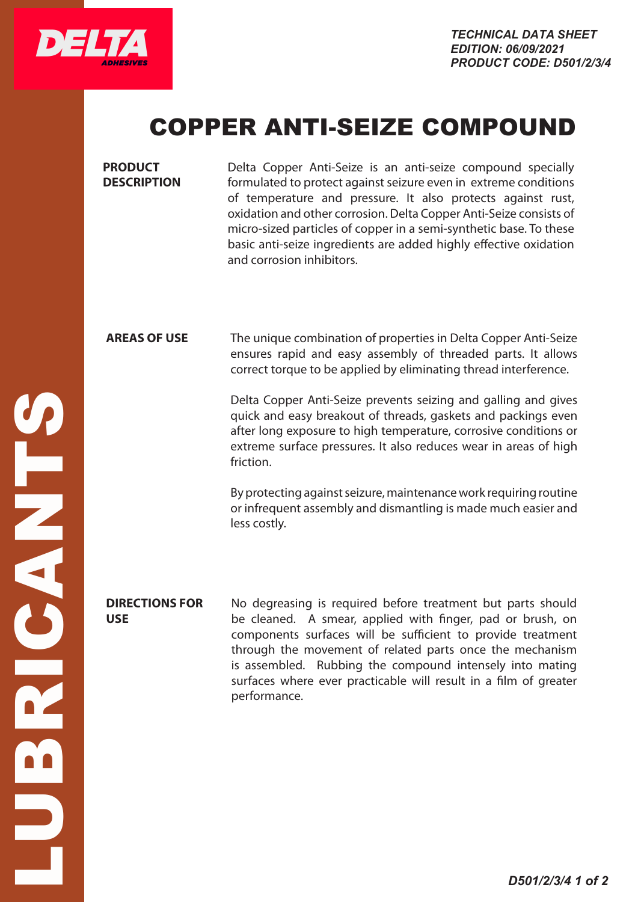TECHNICAL DATA SHEET
EDITION: 06/09/2021
PRODUCT CODE: D501/2/3/4

# COPPER ANTI-SEIZE COMPOUND

## PRODUCT DESCRIPTION

Delta Copper Anti-Seize is an anti-seize compound specially formulated to protect against seizure even in extreme conditions of temperature and pressure. It also protects against rust, oxidation and other corrosion. Delta Copper Anti-Seize consists of micro-sized particles of copper in a semi-synthetic base. To these basic anti-seize ingredients are added highly effective oxidation and corrosion inhibitors.

## AREAS OF USE

The unique combination of properties in Delta Copper Anti-Seize ensures rapid and easy assembly of threaded parts. It allows correct torque to be applied by eliminating thread interference.

Delta Copper Anti-Seize prevents seizing and galling and gives quick and easy breakout of threads, gaskets and packings even after long exposure to high temperature, corrosive conditions or extreme surface pressures. It also reduces wear in areas of high friction.

By protecting against seizure, maintenance work requiring routine or infrequent assembly and dismantling is made much easier and less costly.

## DIRECTIONS FOR USE

No degreasing is required before treatment but parts should be cleaned. A smear, applied with finger, pad or brush, on components surfaces will be sufficient to provide treatment through the movement of related parts once the mechanism is assembled. Rubbing the compound intensely into mating surfaces where ever practicable will result in a film of greater performance.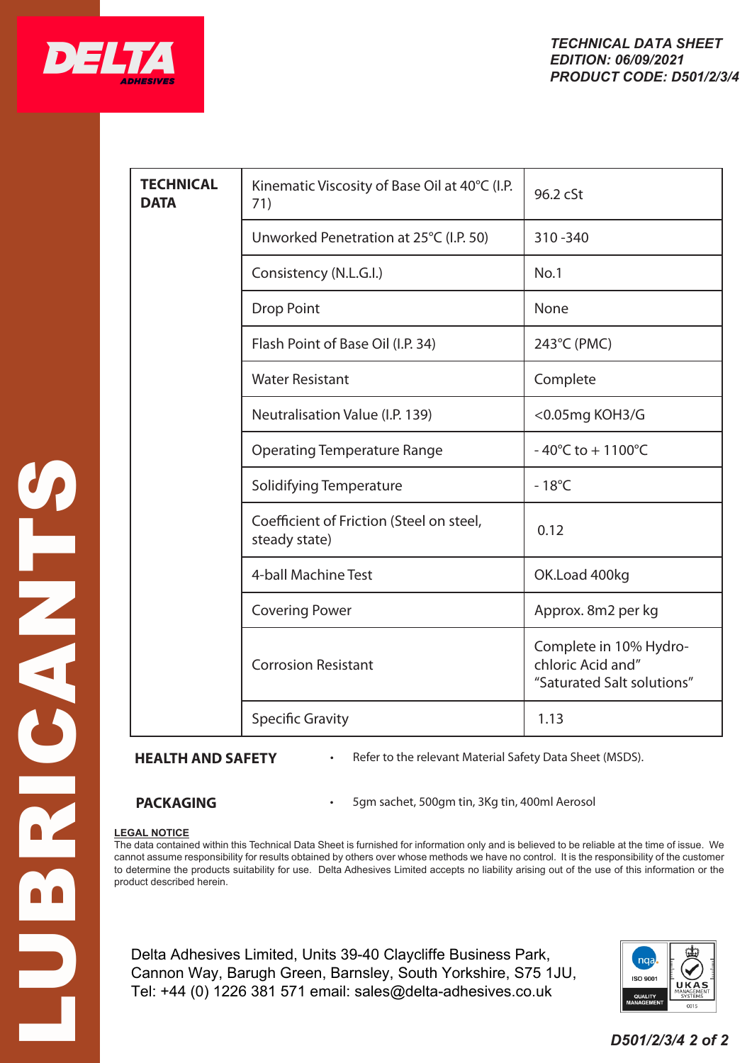TECHNICAL DATA SHEET
EDITION: 06/09/2021
PRODUCT CODE: D501/2/3/4

| | | |
|---|---|---|
| **TECHNICAL DATA** | Kinematic Viscosity of Base Oil at 40°C (I.P. 71) | 96.2 cSt |
| | Unworked Penetration at 25°C (I.P. 50) | 310 -340 |
| | Consistency (N.L.G.I.) | No.1 |
| | Drop Point | None |
| | Flash Point of Base Oil (I.P. 34) | 243°C (PMC) |
| | Water Resistant | Complete |
| | Neutralisation Value (I.P. 139) | <0.05mg KOH3/G |
| | Operating Temperature Range | - 40°C to + 1100°C |
| | Solidifying Temperature | - 18°C |
| | Coefficient of Friction (Steel on steel, steady state) | 0.12 |
| | 4-ball Machine Test | OK.Load 400kg |
| | Covering Power | Approx. 8m2 per kg |
| | Corrosion Resistant | Complete in 10% Hydro-chloric Acid and" "Saturated Salt solutions" |
| | Specific Gravity | 1.13 |

**HEALTH AND SAFETY**

- Refer to the relevant Material Safety Data Sheet (MSDS).

**PACKAGING**

- 5gm sachet, 500gm tin, 3Kg tin, 400ml Aerosol

**LEGAL NOTICE**

The data contained within this Technical Data Sheet is furnished for information only and is believed to be reliable at the time of issue. We cannot assume responsibility for results obtained by others over whose methods we have no control. It is the responsibility of the customer to determine the products suitability for use. Delta Adhesives Limited accepts no liability arising out of the use of this information or the product described herein.

Delta Adhesives Limited, Units 39-40 Claycliffe Business Park, Cannon Way, Barugh Green, Barnsley, South Yorkshire, S75 1JU, Tel: +44 (0) 1226 381 571 email: sales@delta-adhesives.co.uk